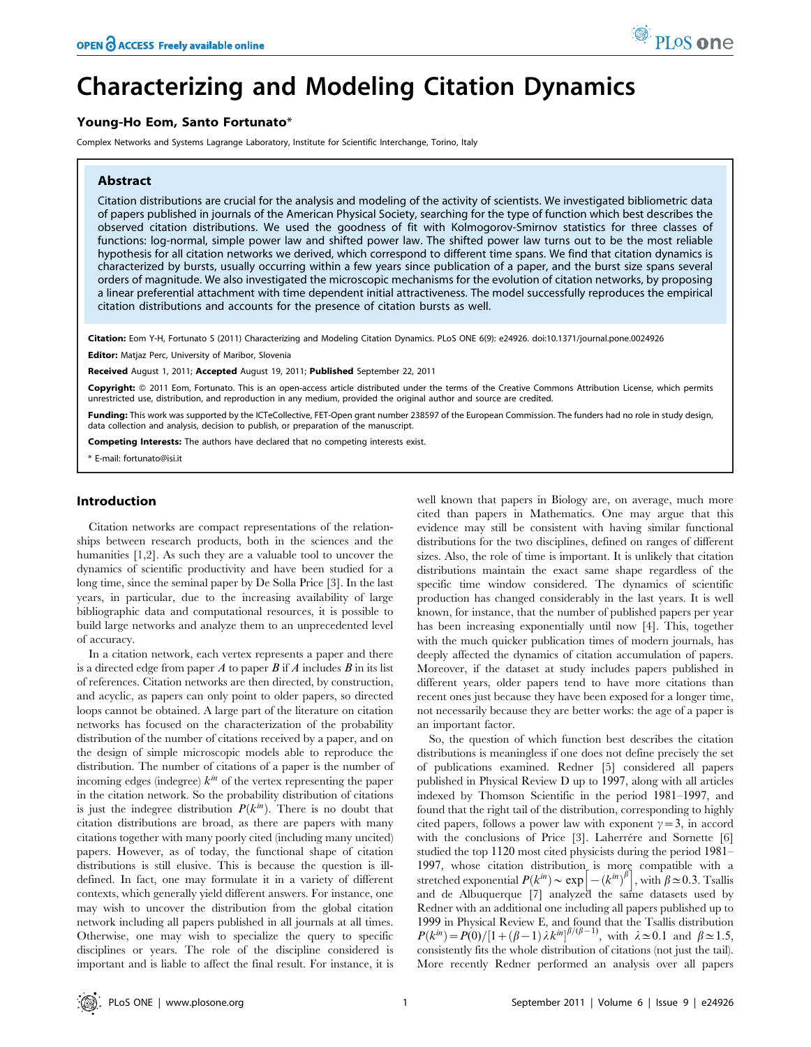# Characterizing and Modeling Citation Dynamics

**Young-Ho Eom, Santo Fortunato***

Complex Networks and Systems Lagrange Laboratory, Institute for Scientific Interchange, Torino, Italy

## Abstract

Citation distributions are crucial for the analysis and modeling of the activity of scientists. We investigated bibliometric data of papers published in journals of the American Physical Society, searching for the type of function which best describes the observed citation distributions. We used the goodness of fit with Kolmogorov-Smirnov statistics for three classes of functions: log-normal, simple power law and shifted power law. The shifted power law turns out to be the most reliable hypothesis for all citation networks we derived, which correspond to different time spans. We find that citation dynamics is characterized by bursts, usually occurring within a few years since publication of a paper, and the burst size spans several orders of magnitude. We also investigated the microscopic mechanisms for the evolution of citation networks, by proposing a linear preferential attachment with time dependent initial attractiveness. The model successfully reproduces the empirical citation distributions and accounts for the presence of citation bursts as well.

**Citation:** Eom Y-H, Fortunato S (2011) Characterizing and Modeling Citation Dynamics. PLoS ONE 6(9): e24926. doi:10.1371/journal.pone.0024926

**Editor:** Matjaz Perc, University of Maribor, Slovenia

**Received** August 1, 2011; **Accepted** August 19, 2011; **Published** September 22, 2011

**Copyright:** © 2011 Eom, Fortunato. This is an open-access article distributed under the terms of the Creative Commons Attribution License, which permits unrestricted use, distribution, and reproduction in any medium, provided the original author and source are credited.

**Funding:** This work was supported by the ICTeCollective, FET-Open grant number 238597 of the European Commission. The funders had no role in study design, data collection and analysis, decision to publish, or preparation of the manuscript.

**Competing Interests:** The authors have declared that no competing interests exist.

\* E-mail: fortunato@isi.it

## Introduction

Citation networks are compact representations of the relationships between research products, both in the sciences and the humanities [1,2]. As such they are a valuable tool to uncover the dynamics of scientific productivity and have been studied for a long time, since the seminal paper by De Solla Price [3]. In the last years, in particular, due to the increasing availability of large bibliographic data and computational resources, it is possible to build large networks and analyze them to an unprecedented level of accuracy.

In a citation network, each vertex represents a paper and there is a directed edge from paper $A$ to paper $B$ if $A$ includes $B$ in its list of references. Citation networks are then directed, by construction, and acyclic, as papers can only point to older papers, so directed loops cannot be obtained. A large part of the literature on citation networks has focused on the characterization of the probability distribution of the number of citations received by a paper, and on the design of simple microscopic models able to reproduce the distribution. The number of citations of a paper is the number of incoming edges (indegree) $k^{in}$ of the vertex representing the paper in the citation network. So the probability distribution of citations is just the indegree distribution $P(k^{in})$. There is no doubt that citation distributions are broad, as there are papers with many citations together with many poorly cited (including many uncited) papers. However, as of today, the functional shape of citation distributions is still elusive. This is because the question is ill-defined. In fact, one may formulate it in a variety of different contexts, which generally yield different answers. For instance, one may wish to uncover the distribution from the global citation network including all papers published in all journals at all times. Otherwise, one may wish to specialize the query to specific disciplines or years. The role of the discipline considered is important and is liable to affect the final result. For instance, it is well known that papers in Biology are, on average, much more cited than papers in Mathematics. One may argue that this evidence may still be consistent with having similar functional distributions for the two disciplines, defined on ranges of different sizes. Also, the role of time is important. It is unlikely that citation distributions maintain the exact same shape regardless of the specific time window considered. The dynamics of scientific production has changed considerably in the last years. It is well known, for instance, that the number of published papers per year has been increasing exponentially until now [4]. This, together with the much quicker publication times of modern journals, has deeply affected the dynamics of citation accumulation of papers. Moreover, if the dataset at study includes papers published in different years, older papers tend to have more citations than recent ones just because they have been exposed for a longer time, not necessarily because they are better works: the age of a paper is an important factor.

So, the question of which function best describes the citation distributions is meaningless if one does not define precisely the set of publications examined. Redner [5] considered all papers published in Physical Review D up to 1997, along with all articles indexed by Thomson Scientific in the period 1981–1997, and found that the right tail of the distribution, corresponding to highly cited papers, follows a power law with exponent $\gamma = 3$, in accord with the conclusions of Price [3]. Laherrére and Sornette [6] studied the top 1120 most cited physicists during the period 1981–1997, whose citation distribution is more compatible with a stretched exponential $P(k^{in}) \sim \exp\left[-(k^{in})^{\beta}\right]$, with $\beta \simeq 0.3$. Tsallis and de Albuquerque [7] analyzed the same datasets used by Redner with an additional one including all papers published up to 1999 in Physical Review E, and found that the Tsallis distribution $P(k^{in}) = P(0)/[1+(\beta-1)\lambda k^{in}]^{\beta/(\beta-1)}$, with $\lambda \simeq 0.1$ and $\beta \simeq 1.5$, consistently fits the whole distribution of citations (not just the tail). More recently Redner performed an analysis over all papers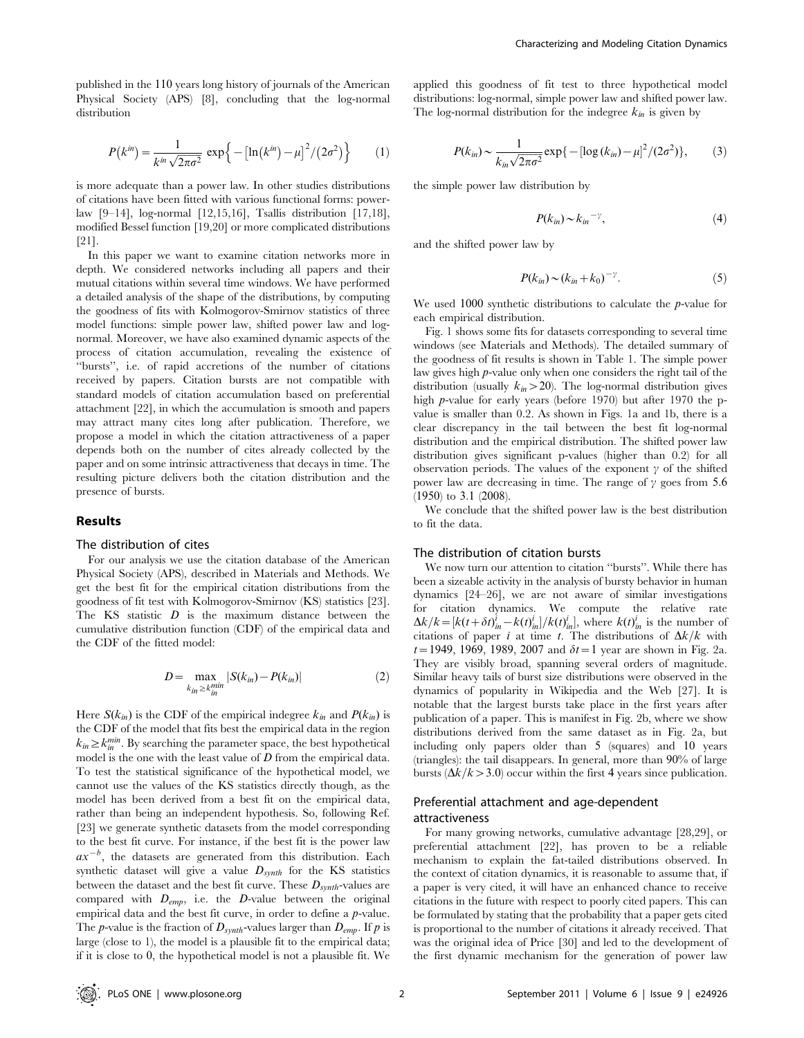published in the 110 years long history of journals of the American Physical Society (APS) [8], concluding that the log-normal distribution

$$P(k^{in}) = \frac{1}{k^{in}\sqrt{2\pi\sigma^2}}\ \exp\left\{-\left[\ln(k^{in}) - \mu\right]^2/(2\sigma^2)\right\} \qquad (1)$$

is more adequate than a power law. In other studies distributions of citations have been fitted with various functional forms: power-law [9–14], log-normal [12,15,16], Tsallis distribution [17,18], modified Bessel function [19,20] or more complicated distributions [21].

In this paper we want to examine citation networks more in depth. We considered networks including all papers and their mutual citations within several time windows. We have performed a detailed analysis of the shape of the distributions, by computing the goodness of fits with Kolmogorov-Smirnov statistics of three model functions: simple power law, shifted power law and log-normal. Moreover, we have also examined dynamic aspects of the process of citation accumulation, revealing the existence of "bursts", i.e. of rapid accretions of the number of citations received by papers. Citation bursts are not compatible with standard models of citation accumulation based on preferential attachment [22], in which the accumulation is smooth and papers may attract many cites long after publication. Therefore, we propose a model in which the citation attractiveness of a paper depends both on the number of cites already collected by the paper and on some intrinsic attractiveness that decays in time. The resulting picture delivers both the citation distribution and the presence of bursts.

## Results

### The distribution of cites

For our analysis we use the citation database of the American Physical Society (APS), described in Materials and Methods. We get the best fit for the empirical citation distributions from the goodness of fit test with Kolmogorov-Smirnov (KS) statistics [23]. The KS statistic $D$ is the maximum distance between the cumulative distribution function (CDF) of the empirical data and the CDF of the fitted model:

$$D = \max_{k_{in} \geq k_{in}^{min}} |S(k_{in}) - P(k_{in})| \qquad (2)$$

Here $S(k_{in})$ is the CDF of the empirical indegree $k_{in}$ and $P(k_{in})$ is the CDF of the model that fits best the empirical data in the region $k_{in} \geq k_{in}^{min}$. By searching the parameter space, the best hypothetical model is the one with the least value of $D$ from the empirical data. To test the statistical significance of the hypothetical model, we cannot use the values of the KS statistics directly though, as the model has been derived from a best fit on the empirical data, rather than being an independent hypothesis. So, following Ref. [23] we generate synthetic datasets from the model corresponding to the best fit curve. For instance, if the best fit is the power law $ax^{-b}$, the datasets are generated from this distribution. Each synthetic dataset will give a value $D_{synth}$ for the KS statistics between the dataset and the best fit curve. These $D_{synth}$-values are compared with $D_{emp}$, i.e. the $D$-value between the original empirical data and the best fit curve, in order to define a $p$-value. The $p$-value is the fraction of $D_{synth}$-values larger than $D_{emp}$. If $p$ is large (close to 1), the model is a plausible fit to the empirical data; if it is close to 0, the hypothetical model is not a plausible fit. We applied this goodness of fit test to three hypothetical model distributions: log-normal, simple power law and shifted power law. The log-normal distribution for the indegree $k_{in}$ is given by

$$P(k_{in}) \sim \frac{1}{k_{in}\sqrt{2\pi\sigma^2}} \exp\{-[\log(k_{in}) - \mu]^2/(2\sigma^2)\}, \qquad (3)$$

the simple power law distribution by

$$P(k_{in}) \sim k_{in}^{-\gamma}, \qquad (4)$$

and the shifted power law by

$$P(k_{in}) \sim (k_{in} + k_0)^{-\gamma}. \qquad (5)$$

We used 1000 synthetic distributions to calculate the $p$-value for each empirical distribution.

Fig. 1 shows some fits for datasets corresponding to several time windows (see Materials and Methods). The detailed summary of the goodness of fit results is shown in Table 1. The simple power law gives high $p$-value only when one considers the right tail of the distribution (usually $k_{in} > 20$). The log-normal distribution gives high $p$-value for early years (before 1970) but after 1970 the p-value is smaller than 0.2. As shown in Figs. 1a and 1b, there is a clear discrepancy in the tail between the best fit log-normal distribution and the empirical distribution. The shifted power law distribution gives significant p-values (higher than 0.2) for all observation periods. The values of the exponent $\gamma$ of the shifted power law are decreasing in time. The range of $\gamma$ goes from 5.6 (1950) to 3.1 (2008).

We conclude that the shifted power law is the best distribution to fit the data.

### The distribution of citation bursts

We now turn our attention to citation "bursts". While there has been a sizeable activity in the analysis of bursty behavior in human dynamics [24–26], we are not aware of similar investigations for citation dynamics. We compute the relative rate $\Delta k/k = [k(t+\delta t)_{in}^{i} - k(t)_{in}^{i}]/k(t)_{in}^{i}]$, where $k(t)_{in}^{i}$ is the number of citations of paper $i$ at time $t$. The distributions of $\Delta k/k$ with $t = 1949$, 1969, 1989, 2007 and $\delta t = 1$ year are shown in Fig. 2a. They are visibly broad, spanning several orders of magnitude. Similar heavy tails of burst size distributions were observed in the dynamics of popularity in Wikipedia and the Web [27]. It is notable that the largest bursts take place in the first years after publication of a paper. This is manifest in Fig. 2b, where we show distributions derived from the same dataset as in Fig. 2a, but including only papers older than 5 (squares) and 10 years (triangles): the tail disappears. In general, more than 90% of large bursts ($\Delta k/k > 3.0$) occur within the first 4 years since publication.

### Preferential attachment and age-dependent attractiveness

For many growing networks, cumulative advantage [28,29], or preferential attachment [22], has proven to be a reliable mechanism to explain the fat-tailed distributions observed. In the context of citation dynamics, it is reasonable to assume that, if a paper is very cited, it will have an enhanced chance to receive citations in the future with respect to poorly cited papers. This can be formulated by stating that the probability that a paper gets cited is proportional to the number of citations it already received. That was the original idea of Price [30] and led to the development of the first dynamic mechanism for the generation of power law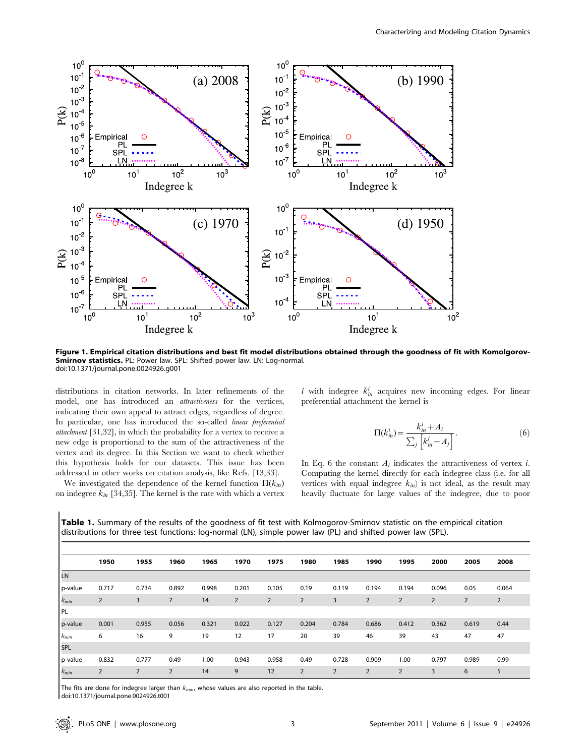Figure 1. Empirical citation distributions and best fit model distributions obtained through the goodness of fit with Komolgorov-Smirnov statistics. PL: Power law. SPL: Shifted power law. LN: Log-normal.
doi:10.1371/journal.pone.0024926.g001

distributions in citation networks. In later refinements of the model, one has introduced an *attractiveness* for the vertices, indicating their own appeal to attract edges, regardless of degree. In particular, one has introduced the so-called *linear preferential attachment* [31,32], in which the probability for a vertex to receive a new edge is proportional to the sum of the attractiveness of the vertex and its degree. In this Section we want to check whether this hypothesis holds for our datasets. This issue has been addressed in other works on citation analysis, like Refs. [13,33].

We investigated the dependence of the kernel function $\Pi(k_{in})$ on indegree $k_{in}$ [34,35]. The kernel is the rate with which a vertex $i$ with indegree $k_{in}^i$ acquires new incoming edges. For linear preferential attachment the kernel is

$$\Pi(k_{in}^i) = \frac{k_{in}^i + A_i}{\sum_j \left[k_{in}^j + A_j\right]}. \tag{6}$$

In Eq. 6 the constant $A_i$ indicates the attractiveness of vertex $i$. Computing the kernel directly for each indegree class (i.e. for all vertices with equal indegree $k_{in}$) is not ideal, as the result may heavily fluctuate for large values of the indegree, due to poor

**Table 1.** Summary of the results of the goodness of fit test with Kolmogorov-Smirnov statistic on the empirical citation distributions for three test functions: log-normal (LN), simple power law (PL) and shifted power law (SPL).

| | 1950 | 1955 | 1960 | 1965 | 1970 | 1975 | 1980 | 1985 | 1990 | 1995 | 2000 | 2005 | 2008 |
|---|---|---|---|---|---|---|---|---|---|---|---|---|---|
| LN | | | | | | | | | | | | | |
| p-value | 0.717 | 0.734 | 0.892 | 0.998 | 0.201 | 0.105 | 0.19 | 0.119 | 0.194 | 0.194 | 0.096 | 0.05 | 0.064 |
| $k_{min}$ | 2 | 3 | 7 | 14 | 2 | 2 | 2 | 3 | 2 | 2 | 2 | 2 | 2 |
| PL | | | | | | | | | | | | | |
| p-value | 0.001 | 0.955 | 0.056 | 0.321 | 0.022 | 0.127 | 0.204 | 0.784 | 0.686 | 0.412 | 0.362 | 0.619 | 0.44 |
| $k_{min}$ | 6 | 16 | 9 | 19 | 12 | 17 | 20 | 39 | 46 | 39 | 43 | 47 | 47 |
| SPL | | | | | | | | | | | | | |
| p-value | 0.832 | 0.777 | 0.49 | 1.00 | 0.943 | 0.958 | 0.49 | 0.728 | 0.909 | 1.00 | 0.797 | 0.989 | 0.99 |
| $k_{min}$ | 2 | 2 | 2 | 14 | 9 | 12 | 2 | 2 | 2 | 2 | 3 | 6 | 5 |

The fits are done for indegree larger than $k_{min}$, whose values are also reported in the table.
doi:10.1371/journal.pone.0024926.t001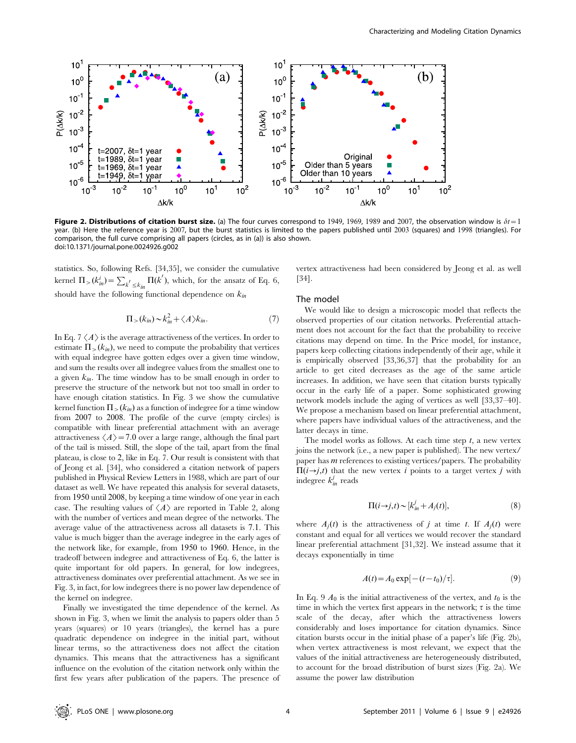**Figure 2. Distributions of citation burst size.** (a) The four curves correspond to 1949, 1969, 1989 and 2007, the observation window is $\delta t = 1$ year. (b) Here the reference year is 2007, but the burst statistics is limited to the papers published until 2003 (squares) and 1998 (triangles). For comparison, the full curve comprising all papers (circles, as in (a)) is also shown.
doi:10.1371/journal.pone.0024926.g002

statistics. So, following Refs. [34,35], we consider the cumulative kernel $\Pi_>(k_{in}^i) = \sum_{k' \leq k_{in}} \Pi(k')$, which, for the ansatz of Eq. 6, should have the following functional dependence on $k_{in}$

$$\Pi_>(k_{in}) \sim k_{in}^2 + \langle A \rangle k_{in}. \tag{7}$$

In Eq. 7 $\langle A \rangle$ is the average attractiveness of the vertices. In order to estimate $\Pi_>(k_{in})$, we need to compute the probability that vertices with equal indegree have gotten edges over a given time window, and sum the results over all indegree values from the smallest one to a given $k_{in}$. The time window has to be small enough in order to preserve the structure of the network but not too small in order to have enough citation statistics. In Fig. 3 we show the cumulative kernel function $\Pi_>(k_{in})$ as a function of indegree for a time window from 2007 to 2008. The profile of the curve (empty circles) is compatible with linear preferential attachment with an average attractiveness $\langle A \rangle = 7.0$ over a large range, although the final part of the tail is missed. Still, the slope of the tail, apart from the final plateau, is close to 2, like in Eq. 7. Our result is consistent with that of Jeong et al. [34], who considered a citation network of papers published in Physical Review Letters in 1988, which are part of our dataset as well. We have repeated this analysis for several datasets, from 1950 until 2008, by keeping a time window of one year in each case. The resulting values of $\langle A \rangle$ are reported in Table 2, along with the number of vertices and mean degree of the networks. The average value of the attractiveness across all datasets is 7.1. This value is much bigger than the average indegree in the early ages of the network like, for example, from 1950 to 1960. Hence, in the tradeoff between indegree and attractiveness of Eq. 6, the latter is quite important for old papers. In general, for low indegrees, attractiveness dominates over preferential attachment. As we see in Fig. 3, in fact, for low indegrees there is no power law dependence of the kernel on indegree.

Finally we investigated the time dependence of the kernel. As shown in Fig. 3, when we limit the analysis to papers older than 5 years (squares) or 10 years (triangles), the kernel has a pure quadratic dependence on indegree in the initial part, without linear terms, so the attractiveness does not affect the citation dynamics. This means that the attractiveness has a significant influence on the evolution of the citation network only within the first few years after publication of the papers. The presence of vertex attractiveness had been considered by Jeong et al. as well [34].

## The model

We would like to design a microscopic model that reflects the observed properties of our citation networks. Preferential attachment does not account for the fact that the probability to receive citations may depend on time. In the Price model, for instance, papers keep collecting citations independently of their age, while it is empirically observed [33,36,37] that the probability for an article to get cited decreases as the age of the same article increases. In addition, we have seen that citation bursts typically occur in the early life of a paper. Some sophisticated growing network models include the aging of vertices as well [33,37–40]. We propose a mechanism based on linear preferential attachment, where papers have individual values of the attractiveness, and the latter decays in time.

The model works as follows. At each time step $t$, a new vertex joins the network (i.e., a new paper is published). The new vertex/paper has $m$ references to existing vertices/papers. The probability $\Pi(i \to j, t)$ that the new vertex $i$ points to a target vertex $j$ with indegree $k_{in}^j$ reads

$$\Pi(i \to j, t) \sim [k_{in}^j + A_j(t)], \tag{8}$$

where $A_j(t)$ is the attractiveness of $j$ at time $t$. If $A_j(t)$ were constant and equal for all vertices we would recover the standard linear preferential attachment [31,32]. We instead assume that it decays exponentially in time

$$A(t) = A_0 \exp[-(t - t_0)/\tau]. \tag{9}$$

In Eq. 9 $A_0$ is the initial attractiveness of the vertex, and $t_0$ is the time in which the vertex first appears in the network; $\tau$ is the time scale of the decay, after which the attractiveness lowers considerably and loses importance for citation dynamics. Since citation bursts occur in the initial phase of a paper's life (Fig. 2b), when vertex attractiveness is most relevant, we expect that the values of the initial attractiveness are heterogeneously distributed, to account for the broad distribution of burst sizes (Fig. 2a). We assume the power law distribution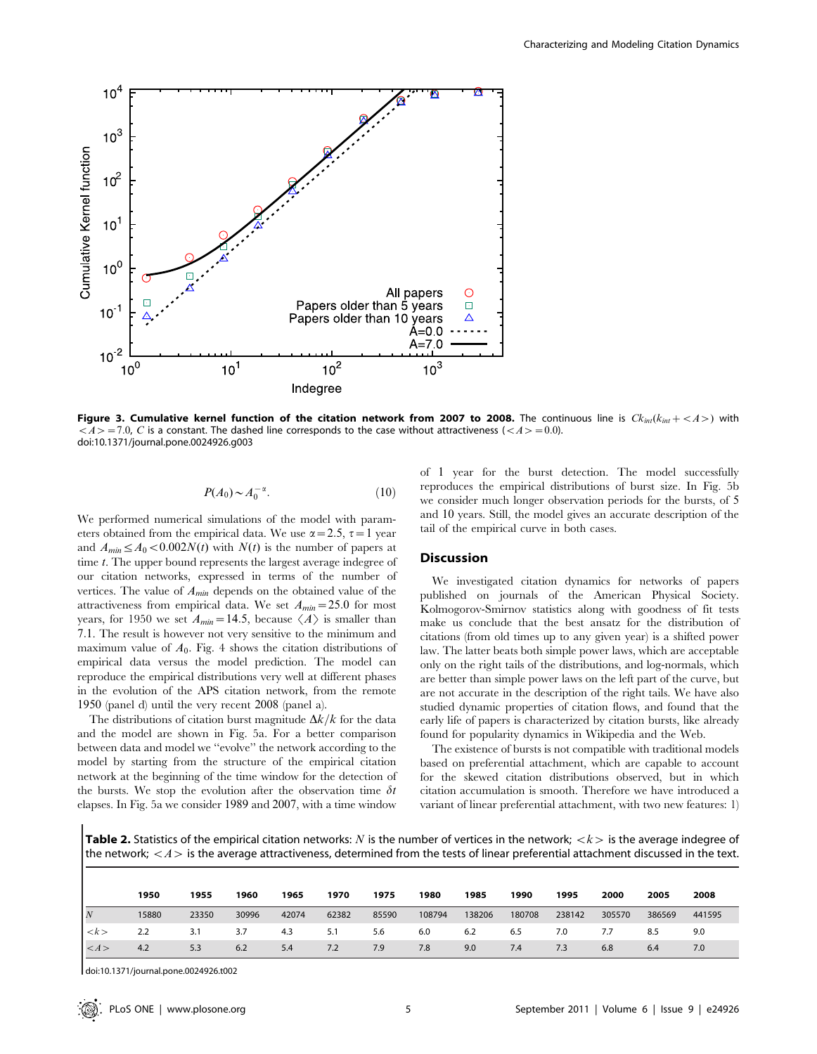**Figure 3. Cumulative kernel function of the citation network from 2007 to 2008.** The continuous line is $Ck_{int}(k_{int}+<A>)$ with $<A>=7.0$, $C$ is a constant. The dashed line corresponds to the case without attractiveness ($<A>=0.0$).
doi:10.1371/journal.pone.0024926.g003

$$P(A_0) \sim A_0^{-\alpha}. \tag{10}$$

We performed numerical simulations of the model with parameters obtained from the empirical data. We use $\alpha=2.5$, $\tau=1$ year and $A_{min} \le A_0 < 0.002N(t)$ with $N(t)$ is the number of papers at time $t$. The upper bound represents the largest average indegree of our citation networks, expressed in terms of the number of vertices. The value of $A_{min}$ depends on the obtained value of the attractiveness from empirical data. We set $A_{min}=25.0$ for most years, for 1950 we set $A_{min}=14.5$, because $\langle A \rangle$ is smaller than 7.1. The result is however not very sensitive to the minimum and maximum value of $A_0$. Fig. 4 shows the citation distributions of empirical data versus the model prediction. The model can reproduce the empirical distributions very well at different phases in the evolution of the APS citation network, from the remote 1950 (panel d) until the very recent 2008 (panel a).

The distributions of citation burst magnitude $\Delta k/k$ for the data and the model are shown in Fig. 5a. For a better comparison between data and model we "evolve" the network according to the model by starting from the structure of the empirical citation network at the beginning of the time window for the detection of the bursts. We stop the evolution after the observation time $\delta t$ elapses. In Fig. 5a we consider 1989 and 2007, with a time window of 1 year for the burst detection. The model successfully reproduces the empirical distributions of burst size. In Fig. 5b we consider much longer observation periods for the bursts, of 5 and 10 years. Still, the model gives an accurate description of the tail of the empirical curve in both cases.

## Discussion

We investigated citation dynamics for networks of papers published on journals of the American Physical Society. Kolmogorov-Smirnov statistics along with goodness of fit tests make us conclude that the best ansatz for the distribution of citations (from old times up to any given year) is a shifted power law. The latter beats both simple power laws, which are acceptable only on the right tails of the distributions, and log-normals, which are better than simple power laws on the left part of the curve, but are not accurate in the description of the right tails. We have also studied dynamic properties of citation flows, and found that the early life of papers is characterized by citation bursts, like already found for popularity dynamics in Wikipedia and the Web.

The existence of bursts is not compatible with traditional models based on preferential attachment, which are capable to account for the skewed citation distributions observed, but in which citation accumulation is smooth. Therefore we have introduced a variant of linear preferential attachment, with two new features: 1)

**Table 2.** Statistics of the empirical citation networks: $N$ is the number of vertices in the network; $<k>$ is the average indegree of the network; $<A>$ is the average attractiveness, determined from the tests of linear preferential attachment discussed in the text.

| | 1950 | 1955 | 1960 | 1965 | 1970 | 1975 | 1980 | 1985 | 1990 | 1995 | 2000 | 2005 | 2008 |
|---|---|---|---|---|---|---|---|---|---|---|---|---|---|
| $N$ | 15880 | 23350 | 30996 | 42074 | 62382 | 85590 | 108794 | 138206 | 180708 | 238142 | 305570 | 386569 | 441595 |
| $<k>$ | 2.2 | 3.1 | 3.7 | 4.3 | 5.1 | 5.6 | 6.0 | 6.2 | 6.5 | 7.0 | 7.7 | 8.5 | 9.0 |
| $<A>$ | 4.2 | 5.3 | 6.2 | 5.4 | 7.2 | 7.9 | 7.8 | 9.0 | 7.4 | 7.3 | 6.8 | 6.4 | 7.0 |

doi:10.1371/journal.pone.0024926.t002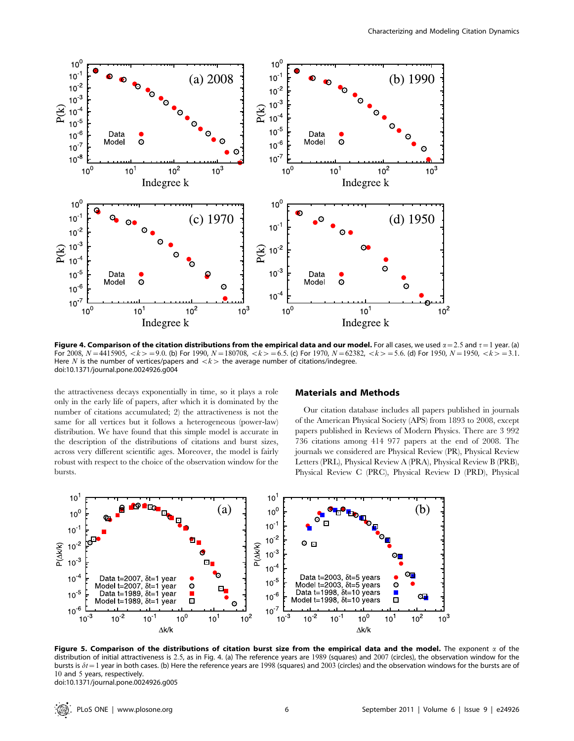**Figure 4. Comparison of the citation distributions from the empirical data and our model.** For all cases, we used $\alpha = 2.5$ and $\tau = 1$ year. (a) For 2008, $N = 4415905$, $<k> = 9.0$. (b) For 1990, $N = 180708$, $<k> = 6.5$. (c) For 1970, $N = 62382$, $<k> = 5.6$. (d) For 1950, $N = 1950$, $<k> = 3.1$. Here $N$ is the number of vertices/papers and $<k>$ the average number of citations/indegree.
doi:10.1371/journal.pone.0024926.g004

the attractiveness decays exponentially in time, so it plays a role only in the early life of papers, after which it is dominated by the number of citations accumulated; 2) the attractiveness is not the same for all vertices but it follows a heterogeneous (power-law) distribution. We have found that this simple model is accurate in the description of the distributions of citations and burst sizes, across very different scientific ages. Moreover, the model is fairly robust with respect to the choice of the observation window for the bursts.

## Materials and Methods

Our citation database includes all papers published in journals of the American Physical Society (APS) from 1893 to 2008, except papers published in Reviews of Modern Physics. There are 3 992 736 citations among 414 977 papers at the end of 2008. The journals we considered are Physical Review (PR), Physical Review Letters (PRL), Physical Review A (PRA), Physical Review B (PRB), Physical Review C (PRC), Physical Review D (PRD), Physical

**Figure 5. Comparison of the distributions of citation burst size from the empirical data and the model.** The exponent $\alpha$ of the distribution of initial attractiveness is 2.5, as in Fig. 4. (a) The reference years are 1989 (squares) and 2007 (circles), the observation window for the bursts is $\delta t = 1$ year in both cases. (b) Here the reference years are 1998 (squares) and 2003 (circles) and the observation windows for the bursts are of 10 and 5 years, respectively.
doi:10.1371/journal.pone.0024926.g005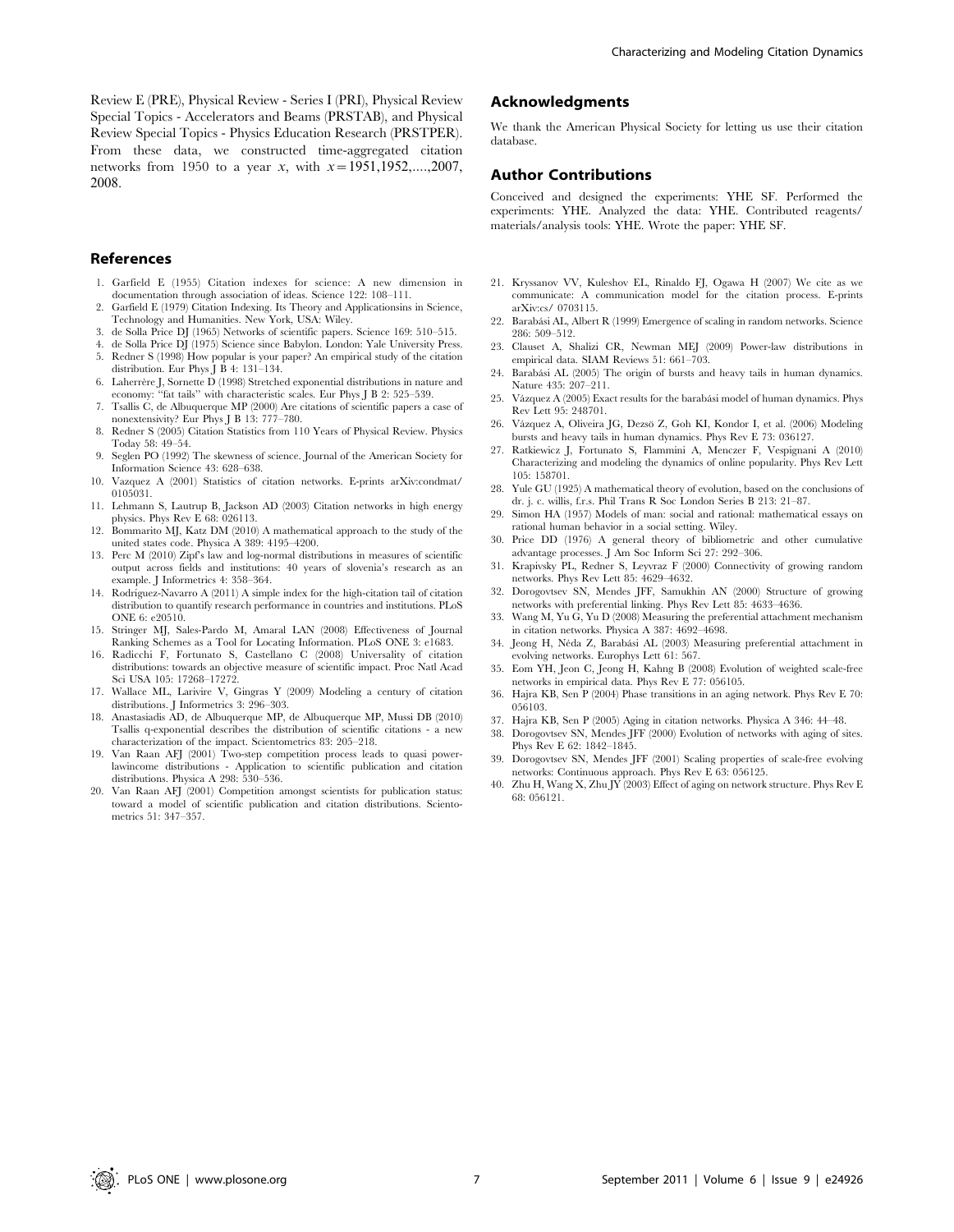Review E (PRE), Physical Review - Series I (PRI), Physical Review Special Topics - Accelerators and Beams (PRSTAB), and Physical Review Special Topics - Physics Education Research (PRSTPER). From these data, we constructed time-aggregated citation networks from 1950 to a year $x$, with $x = 1951, 1952, ...., 2007, 2008$.

## Acknowledgments

We thank the American Physical Society for letting us use their citation database.

## Author Contributions

Conceived and designed the experiments: YHE SF. Performed the experiments: YHE. Analyzed the data: YHE. Contributed reagents/materials/analysis tools: YHE. Wrote the paper: YHE SF.

## References

1. Garfield E (1955) Citation indexes for science: A new dimension in documentation through association of ideas. Science 122: 108–111.
2. Garfield E (1979) Citation Indexing. Its Theory and Applicationsin in Science, Technology and Humanities. New York, USA: Wiley.
3. de Solla Price DJ (1965) Networks of scientific papers. Science 169: 510–515.
4. de Solla Price DJ (1975) Science since Babylon. London: Yale University Press.
5. Redner S (1998) How popular is your paper? An empirical study of the citation distribution. Eur Phys J B 4: 131–134.
6. Laherrère J, Sornette D (1998) Stretched exponential distributions in nature and economy: "fat tails" with characteristic scales. Eur Phys J B 2: 525–539.
7. Tsallis C, de Albuquerque MP (2000) Are citations of scientific papers a case of nonextensivity? Eur Phys J B 13: 777–780.
8. Redner S (2005) Citation Statistics from 110 Years of Physical Review. Physics Today 58: 49–54.
9. Seglen PO (1992) The skewness of science. Journal of the American Society for Information Science 43: 628–638.
10. Vazquez A (2001) Statistics of citation networks. E-prints arXiv:condmat/0105031.
11. Lehmann S, Lautrup B, Jackson AD (2003) Citation networks in high energy physics. Phys Rev E 68: 026113.
12. Bommarito MJ, Katz DM (2010) A mathematical approach to the study of the united states code. Physica A 389: 4195–4200.
13. Perc M (2010) Zipf's law and log-normal distributions in measures of scientific output across fields and institutions: 40 years of slovenia's research as an example. J Informetrics 4: 358–364.
14. Rodriguez-Navarro A (2011) A simple index for the high-citation tail of citation distribution to quantify research performance in countries and institutions. PLoS ONE 6: e20510.
15. Stringer MJ, Sales-Pardo M, Amaral LAN (2008) Effectiveness of Journal Ranking Schemes as a Tool for Locating Information. PLoS ONE 3: e1683.
16. Radicchi F, Fortunato S, Castellano C (2008) Universality of citation distributions: towards an objective measure of scientific impact. Proc Natl Acad Sci USA 105: 17268–17272.
17. Wallace ML, Larivire V, Gingras Y (2009) Modeling a century of citation distributions. J Informetrics 3: 296–303.
18. Anastasiadis AD, de Albuquerque MP, de Albuquerque MP, Mussi DB (2010) Tsallis q-exponential describes the distribution of scientific citations - a new characterization of the impact. Scientometrics 83: 205–218.
19. Van Raan AFJ (2001) Two-step competition process leads to quasi power-lawincome distributions - Application to scientific publication and citation distributions. Physica A 298: 530–536.
20. Van Raan AFJ (2001) Competition amongst scientists for publication status: toward a model of scientific publication and citation distributions. Scientometrics 51: 347–357.
21. Kryssanov VV, Kuleshov EL, Rinaldo FJ, Ogawa H (2007) We cite as we communicate: A communication model for the citation process. E-prints arXiv:cs/ 0703115.
22. Barabási AL, Albert R (1999) Emergence of scaling in random networks. Science 286: 509–512.
23. Clauset A, Shalizi CR, Newman MEJ (2009) Power-law distributions in empirical data. SIAM Reviews 51: 661–703.
24. Barabási AL (2005) The origin of bursts and heavy tails in human dynamics. Nature 435: 207–211.
25. Vázquez A (2005) Exact results for the barabási model of human dynamics. Phys Rev Lett 95: 248701.
26. Vázquez A, Oliveira JG, Dezsö Z, Goh KI, Kondor I, et al. (2006) Modeling bursts and heavy tails in human dynamics. Phys Rev E 73: 036127.
27. Ratkiewicz J, Fortunato S, Flammini A, Menczer F, Vespignani A (2010) Characterizing and modeling the dynamics of online popularity. Phys Rev Lett 105: 158701.
28. Yule GU (1925) A mathematical theory of evolution, based on the conclusions of dr. j. c. willis, f.r.s. Phil Trans R Soc London Series B 213: 21–87.
29. Simon HA (1957) Models of man: social and rational: mathematical essays on rational human behavior in a social setting. Wiley.
30. Price DD (1976) A general theory of bibliometric and other cumulative advantage processes. J Am Soc Inform Sci 27: 292–306.
31. Krapivsky PL, Redner S, Leyvraz F (2000) Connectivity of growing random networks. Phys Rev Lett 85: 4629–4632.
32. Dorogovtsev SN, Mendes JFF, Samukhin AN (2000) Structure of growing networks with preferential linking. Phys Rev Lett 85: 4633–4636.
33. Wang M, Yu G, Yu D (2008) Measuring the preferential attachment mechanism in citation networks. Physica A 387: 4692–4698.
34. Jeong H, Néda Z, Barabási AL (2003) Measuring preferential attachment in evolving networks. Europhys Lett 61: 567.
35. Eom YH, Jeon C, Jeong H, Kahng B (2008) Evolution of weighted scale-free networks in empirical data. Phys Rev E 77: 056105.
36. Hajra KB, Sen P (2004) Phase transitions in an aging network. Phys Rev E 70: 056103.
37. Hajra KB, Sen P (2005) Aging in citation networks. Physica A 346: 44–48.
38. Dorogovtsev SN, Mendes JFF (2000) Evolution of networks with aging of sites. Phys Rev E 62: 1842–1845.
39. Dorogovtsev SN, Mendes JFF (2001) Scaling properties of scale-free evolving networks: Continuous approach. Phys Rev E 63: 056125.
40. Zhu H, Wang X, Zhu JY (2003) Effect of aging on network structure. Phys Rev E 68: 056121.